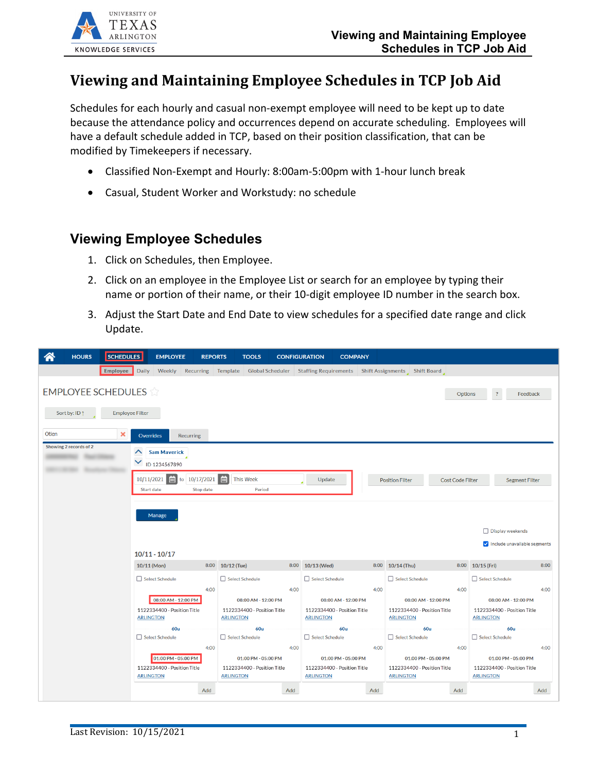# Viewing and Maintaining Employee Schedules in TCP Job Aid

Schedules for each hourly and casual non-exempt employee will need to be kept up to date because the attendance policy and occurrences depend on accurate scheduling. Employees will have a default schedule added in TCP, based on their position classification, that can be modified by Timekeepers if necessary.

- Classified Non-Exempt and Hourly: 8:00am-5:00pm with 1-hour lunch break
- Casual, Student Worker and Workstudy: no schedule

## Viewing Employee Schedules

1. Click on Schedules, then Employee.
2. Click on an employee in the Employee List or search for an employee by typing their name or portion of their name, or their 10-digit employee ID number in the search box.
3. Adjust the Start Date and End Date to view schedules for a specified date range and click Update.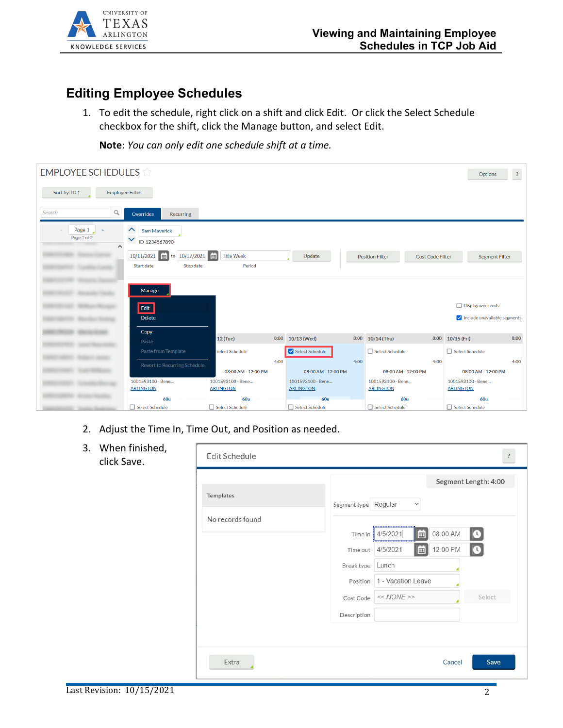## Editing Employee Schedules

1. To edit the schedule, right click on a shift and click Edit. Or click the Select Schedule checkbox for the shift, click the Manage button, and select Edit.

   **Note**: *You can only edit one schedule shift at a time.*

2. Adjust the Time In, Time Out, and Position as needed.

3. When finished, click Save.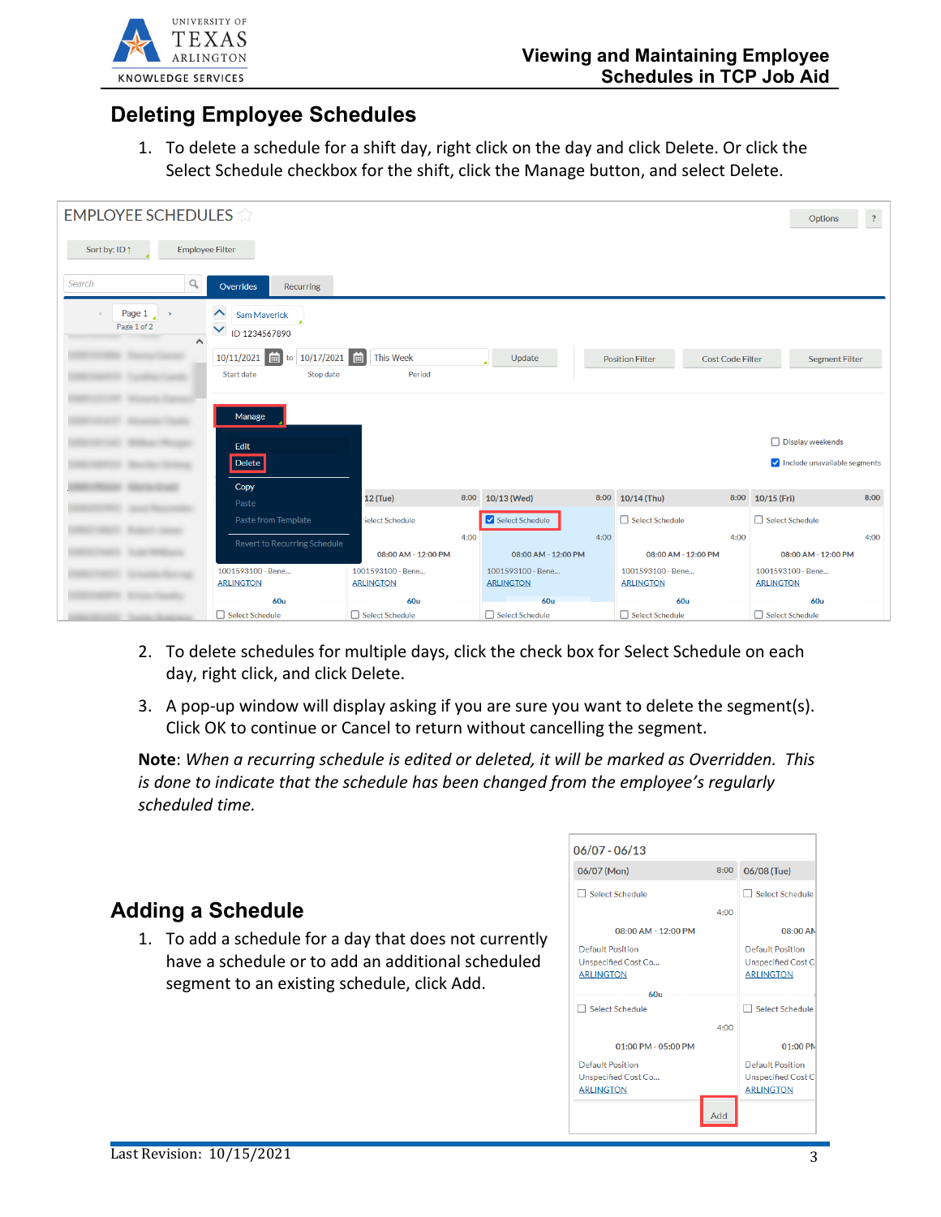## Deleting Employee Schedules

1. To delete a schedule for a shift day, right click on the day and click Delete. Or click the Select Schedule checkbox for the shift, click the Manage button, and select Delete.

2. To delete schedules for multiple days, click the check box for Select Schedule on each day, right click, and click Delete.

3. A pop-up window will display asking if you are sure you want to delete the segment(s). Click OK to continue or Cancel to return without cancelling the segment.

**Note**: *When a recurring schedule is edited or deleted, it will be marked as Overridden. This is done to indicate that the schedule has been changed from the employee's regularly scheduled time.*

## Adding a Schedule

1. To add a schedule for a day that does not currently have a schedule or to add an additional scheduled segment to an existing schedule, click Add.

Last Revision: 10/15/2021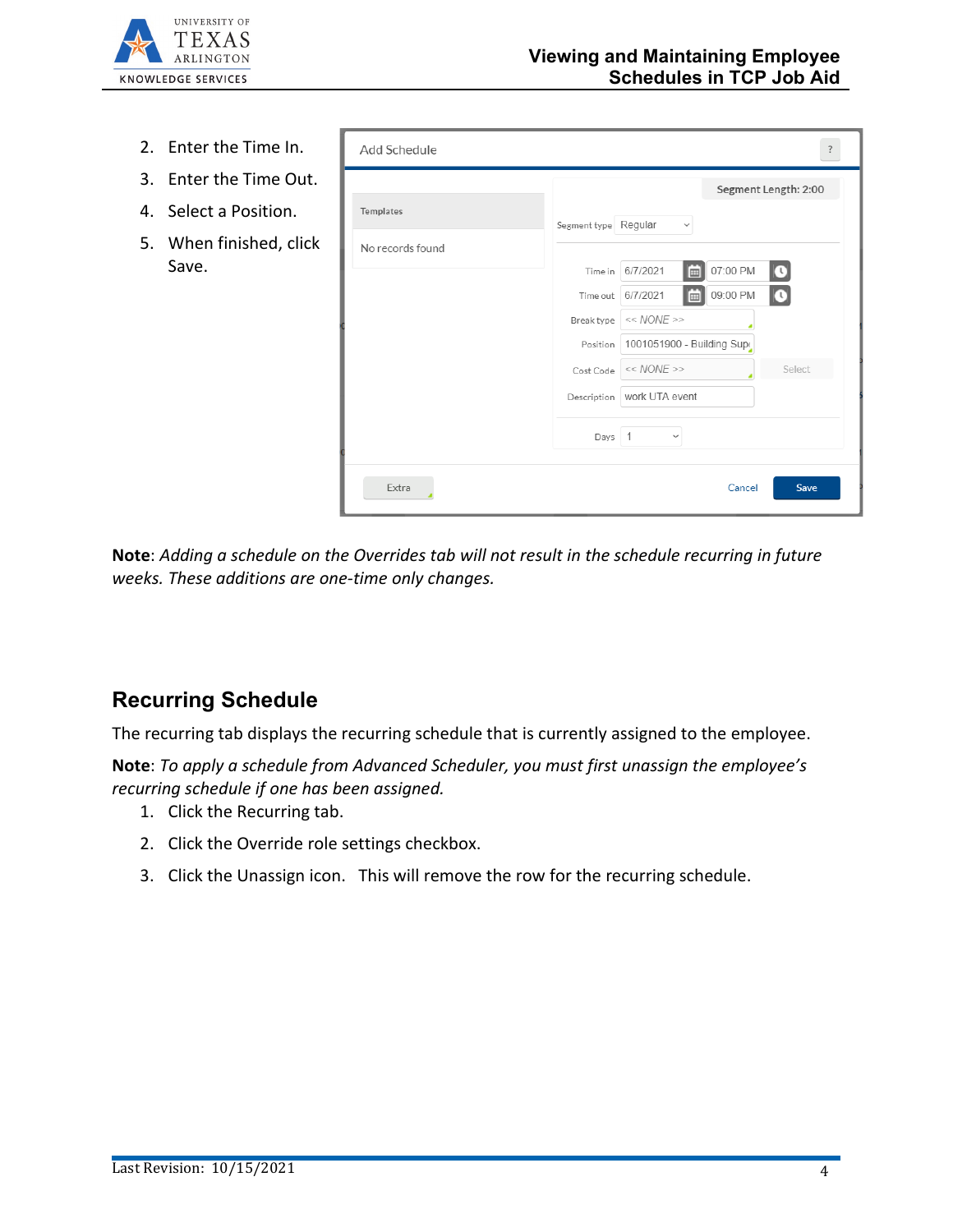2. Enter the Time In.
3. Enter the Time Out.
4. Select a Position.
5. When finished, click Save.

**Note**: *Adding a schedule on the Overrides tab will not result in the schedule recurring in future weeks. These additions are one-time only changes.*

## Recurring Schedule

The recurring tab displays the recurring schedule that is currently assigned to the employee.

**Note**: *To apply a schedule from Advanced Scheduler, you must first unassign the employee's recurring schedule if one has been assigned.*

1. Click the Recurring tab.
2. Click the Override role settings checkbox.
3. Click the Unassign icon. This will remove the row for the recurring schedule.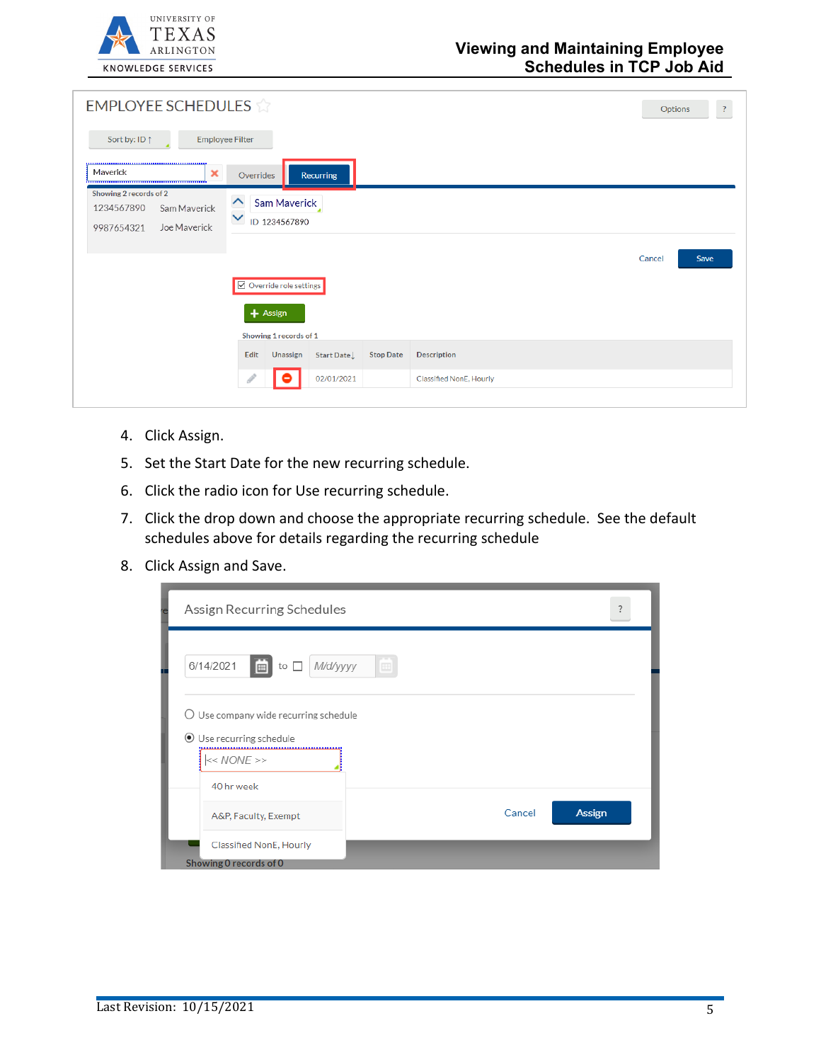4. Click Assign.
5. Set the Start Date for the new recurring schedule.
6. Click the radio icon for Use recurring schedule.
7. Click the drop down and choose the appropriate recurring schedule. See the default schedules above for details regarding the recurring schedule
8. Click Assign and Save.